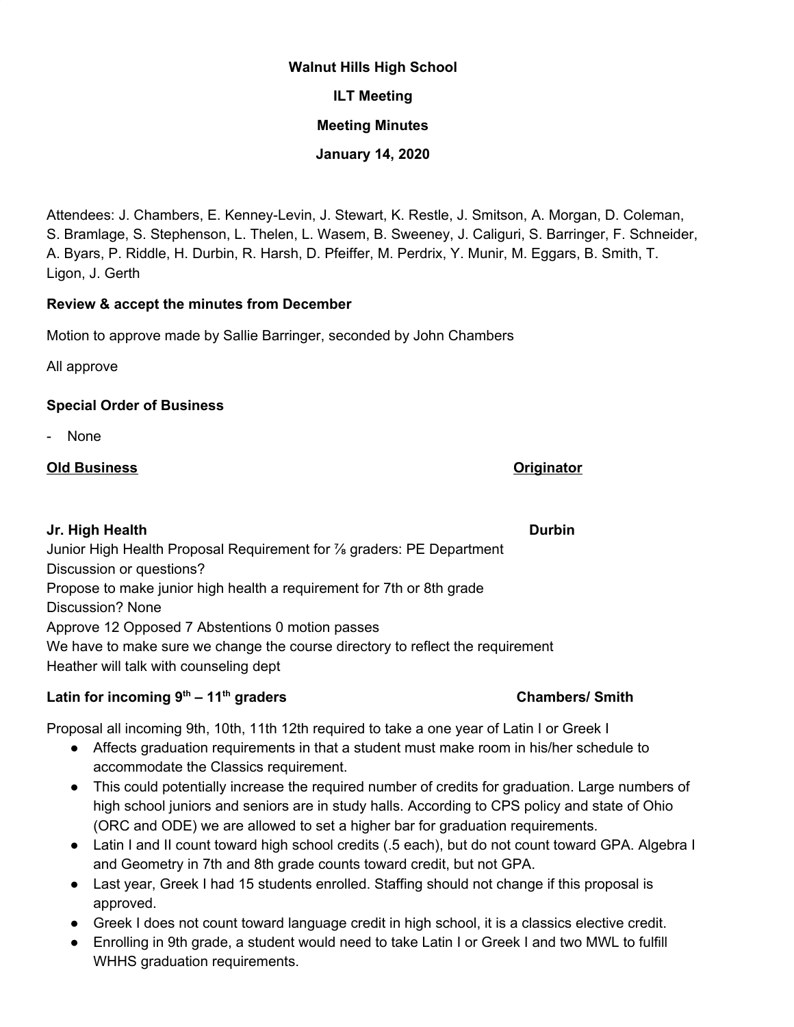**Walnut Hills High School**

**ILT Meeting**

**Meeting Minutes**

**January 14, 2020**

Attendees: J. Chambers, E. Kenney-Levin, J. Stewart, K. Restle, J. Smitson, A. Morgan, D. Coleman, S. Bramlage, S. Stephenson, L. Thelen, L. Wasem, B. Sweeney, J. Caliguri, S. Barringer, F. Schneider, A. Byars, P. Riddle, H. Durbin, R. Harsh, D. Pfeiffer, M. Perdrix, Y. Munir, M. Eggars, B. Smith, T. Ligon, J. Gerth

**Review & accept the minutes from December**

Motion to approve made by Sallie Barringer, seconded by John Chambers

All approve

**Special Order of Business**

- None

**Old Business** **Originator**

**Jr. High Health** **Durbin**

Junior High Health Proposal Requirement for ⅞ graders: PE Department
Discussion or questions?
Propose to make junior high health a requirement for 7th or 8th grade
Discussion? None
Approve 12 Opposed 7 Abstentions 0 motion passes
We have to make sure we change the course directory to reflect the requirement
Heather will talk with counseling dept

**Latin for incoming 9th – 11th graders** **Chambers/ Smith**

Proposal all incoming 9th, 10th, 11th 12th required to take a one year of Latin I or Greek I

- Affects graduation requirements in that a student must make room in his/her schedule to accommodate the Classics requirement.
- This could potentially increase the required number of credits for graduation. Large numbers of high school juniors and seniors are in study halls. According to CPS policy and state of Ohio (ORC and ODE) we are allowed to set a higher bar for graduation requirements.
- Latin I and II count toward high school credits (.5 each), but do not count toward GPA. Algebra I and Geometry in 7th and 8th grade counts toward credit, but not GPA.
- Last year, Greek I had 15 students enrolled. Staffing should not change if this proposal is approved.
- Greek I does not count toward language credit in high school, it is a classics elective credit.
- Enrolling in 9th grade, a student would need to take Latin I or Greek I and two MWL to fulfill WHHS graduation requirements.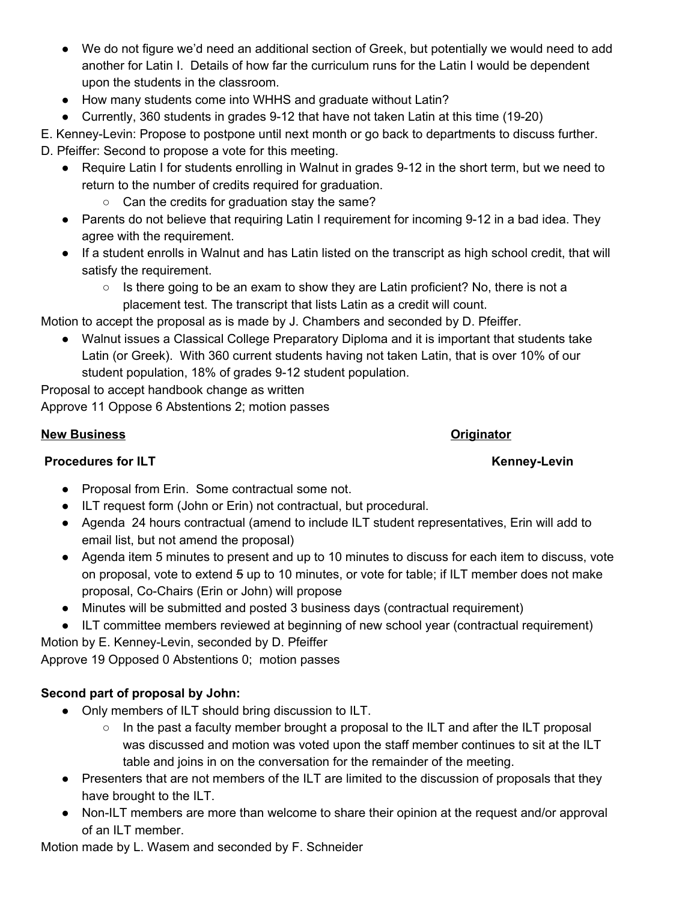- We do not figure we'd need an additional section of Greek, but potentially we would need to add another for Latin I. Details of how far the curriculum runs for the Latin I would be dependent upon the students in the classroom.
- How many students come into WHHS and graduate without Latin?
- Currently, 360 students in grades 9-12 that have not taken Latin at this time (19-20)

E. Kenney-Levin: Propose to postpone until next month or go back to departments to discuss further.
D. Pfeiffer: Second to propose a vote for this meeting.

- Require Latin I for students enrolling in Walnut in grades 9-12 in the short term, but we need to return to the number of credits required for graduation.
    - Can the credits for graduation stay the same?
- Parents do not believe that requiring Latin I requirement for incoming 9-12 in a bad idea. They agree with the requirement.
- If a student enrolls in Walnut and has Latin listed on the transcript as high school credit, that will satisfy the requirement.
    - Is there going to be an exam to show they are Latin proficient? No, there is not a placement test. The transcript that lists Latin as a credit will count.

Motion to accept the proposal as is made by J. Chambers and seconded by D. Pfeiffer.

- Walnut issues a Classical College Preparatory Diploma and it is important that students take Latin (or Greek). With 360 current students having not taken Latin, that is over 10% of our student population, 18% of grades 9-12 student population.

Proposal to accept handbook change as written
Approve 11 Oppose 6 Abstentions 2; motion passes

**<u>New Business</u>** **<u>Originator</u>**

**Procedures for ILT** **Kenney-Levin**

- Proposal from Erin. Some contractual some not.
- ILT request form (John or Erin) not contractual, but procedural.
- Agenda 24 hours contractual (amend to include ILT student representatives, Erin will add to email list, but not amend the proposal)
- Agenda item 5 minutes to present and up to 10 minutes to discuss for each item to discuss, vote on proposal, vote to extend ~~5~~ up to 10 minutes, or vote for table; if ILT member does not make proposal, Co-Chairs (Erin or John) will propose
- Minutes will be submitted and posted 3 business days (contractual requirement)
- ILT committee members reviewed at beginning of new school year (contractual requirement)

Motion by E. Kenney-Levin, seconded by D. Pfeiffer
Approve 19 Opposed 0 Abstentions 0; motion passes

**Second part of proposal by John:**

- Only members of ILT should bring discussion to ILT.
    - In the past a faculty member brought a proposal to the ILT and after the ILT proposal was discussed and motion was voted upon the staff member continues to sit at the ILT table and joins in on the conversation for the remainder of the meeting.
- Presenters that are not members of the ILT are limited to the discussion of proposals that they have brought to the ILT.
- Non-ILT members are more than welcome to share their opinion at the request and/or approval of an ILT member.

Motion made by L. Wasem and seconded by F. Schneider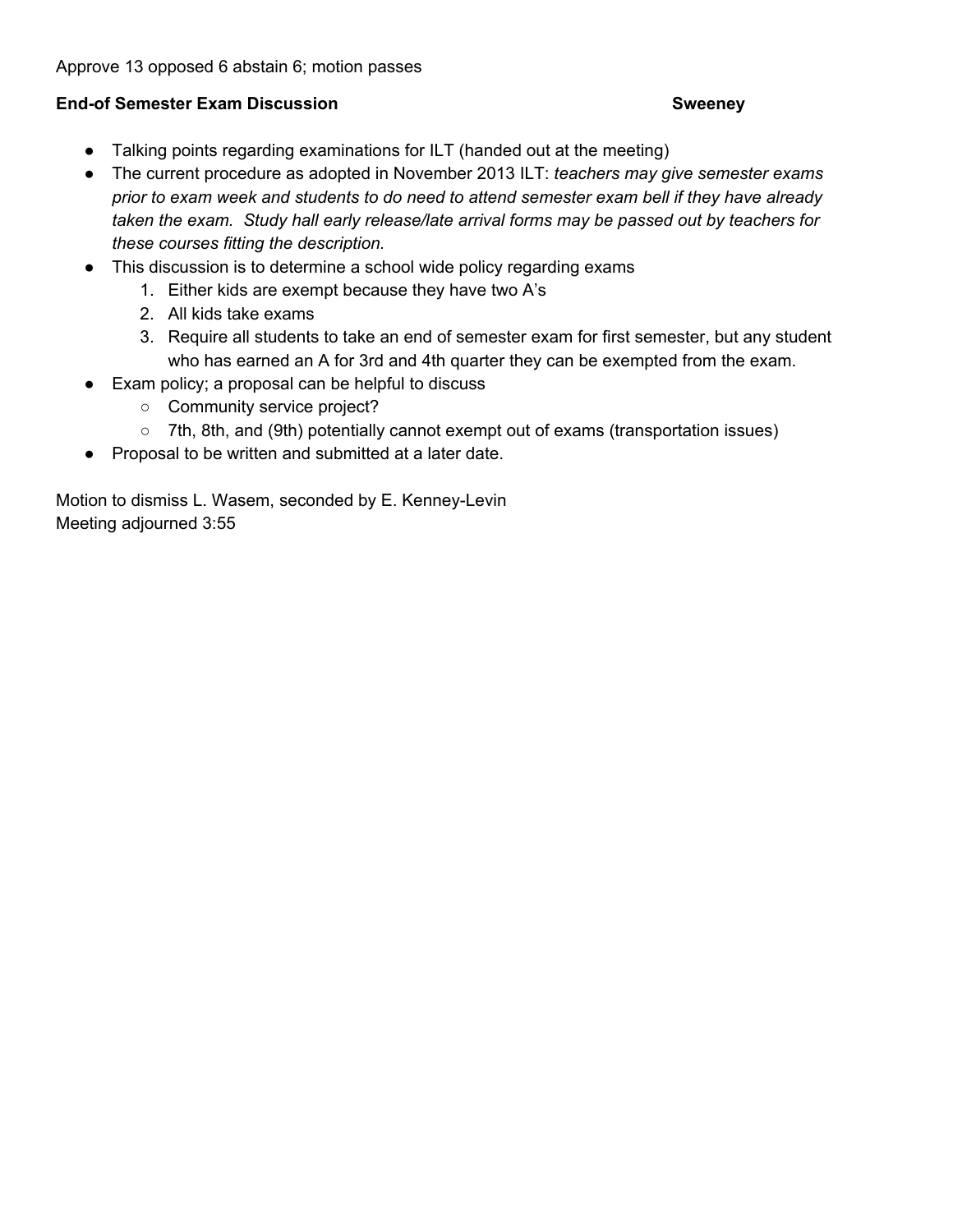Approve 13 opposed 6 abstain 6; motion passes

**End-of Semester Exam Discussion** **Sweeney**

- Talking points regarding examinations for ILT (handed out at the meeting)
- The current procedure as adopted in November 2013 ILT: *teachers may give semester exams prior to exam week and students to do need to attend semester exam bell if they have already taken the exam. Study hall early release/late arrival forms may be passed out by teachers for these courses fitting the description.*
- This discussion is to determine a school wide policy regarding exams
    1. Either kids are exempt because they have two A's
    2. All kids take exams
    3. Require all students to take an end of semester exam for first semester, but any student who has earned an A for 3rd and 4th quarter they can be exempted from the exam.
- Exam policy; a proposal can be helpful to discuss
    - Community service project?
    - 7th, 8th, and (9th) potentially cannot exempt out of exams (transportation issues)
- Proposal to be written and submitted at a later date.

Motion to dismiss L. Wasem, seconded by E. Kenney-Levin
Meeting adjourned 3:55